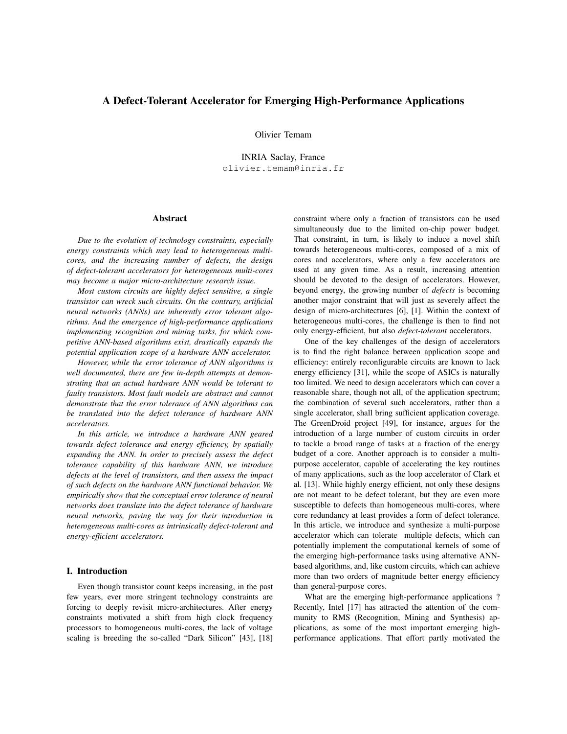# A Defect-Tolerant Accelerator for Emerging High-Performance Applications

Olivier Temam

INRIA Saclay, France
olivier.temam@inria.fr

## Abstract

*Due to the evolution of technology constraints, especially energy constraints which may lead to heterogeneous multi-cores, and the increasing number of defects, the design of defect-tolerant accelerators for heterogeneous multi-cores may become a major micro-architecture research issue.*

*Most custom circuits are highly defect sensitive, a single transistor can wreck such circuits. On the contrary, artificial neural networks (ANNs) are inherently error tolerant algorithms. And the emergence of high-performance applications implementing recognition and mining tasks, for which competitive ANN-based algorithms exist, drastically expands the potential application scope of a hardware ANN accelerator.*

*However, while the error tolerance of ANN algorithms is well documented, there are few in-depth attempts at demonstrating that an actual hardware ANN would be tolerant to faulty transistors. Most fault models are abstract and cannot demonstrate that the error tolerance of ANN algorithms can be translated into the defect tolerance of hardware ANN accelerators.*

*In this article, we introduce a hardware ANN geared towards defect tolerance and energy efficiency, by spatially expanding the ANN. In order to precisely assess the defect tolerance capability of this hardware ANN, we introduce defects at the level of transistors, and then assess the impact of such defects on the hardware ANN functional behavior. We empirically show that the conceptual error tolerance of neural networks does translate into the defect tolerance of hardware neural networks, paving the way for their introduction in heterogeneous multi-cores as intrinsically defect-tolerant and energy-efficient accelerators.*

## I. Introduction

Even though transistor count keeps increasing, in the past few years, ever more stringent technology constraints are forcing to deeply revisit micro-architectures. After energy constraints motivated a shift from high clock frequency processors to homogeneous multi-cores, the lack of voltage scaling is breeding the so-called "Dark Silicon" [43], [18] constraint where only a fraction of transistors can be used simultaneously due to the limited on-chip power budget. That constraint, in turn, is likely to induce a novel shift towards heterogeneous multi-cores, composed of a mix of cores and accelerators, where only a few accelerators are used at any given time. As a result, increasing attention should be devoted to the design of accelerators. However, beyond energy, the growing number of *defects* is becoming another major constraint that will just as severely affect the design of micro-architectures [6], [1]. Within the context of heterogeneous multi-cores, the challenge is then to find not only energy-efficient, but also *defect-tolerant* accelerators.

One of the key challenges of the design of accelerators is to find the right balance between application scope and efficiency: entirely reconfigurable circuits are known to lack energy efficiency [31], while the scope of ASICs is naturally too limited. We need to design accelerators which can cover a reasonable share, though not all, of the application spectrum; the combination of several such accelerators, rather than a single accelerator, shall bring sufficient application coverage. The GreenDroid project [49], for instance, argues for the introduction of a large number of custom circuits in order to tackle a broad range of tasks at a fraction of the energy budget of a core. Another approach is to consider a multi-purpose accelerator, capable of accelerating the key routines of many applications, such as the loop accelerator of Clark et al. [13]. While highly energy efficient, not only these designs are not meant to be defect tolerant, but they are even more susceptible to defects than homogeneous multi-cores, where core redundancy at least provides a form of defect tolerance. In this article, we introduce and synthesize a multi-purpose accelerator which can tolerate multiple defects, which can potentially implement the computational kernels of some of the emerging high-performance tasks using alternative ANN-based algorithms, and, like custom circuits, which can achieve more than two orders of magnitude better energy efficiency than general-purpose cores.

What are the emerging high-performance applications ? Recently, Intel [17] has attracted the attention of the community to RMS (Recognition, Mining and Synthesis) applications, as some of the most important emerging high-performance applications. That effort partly motivated the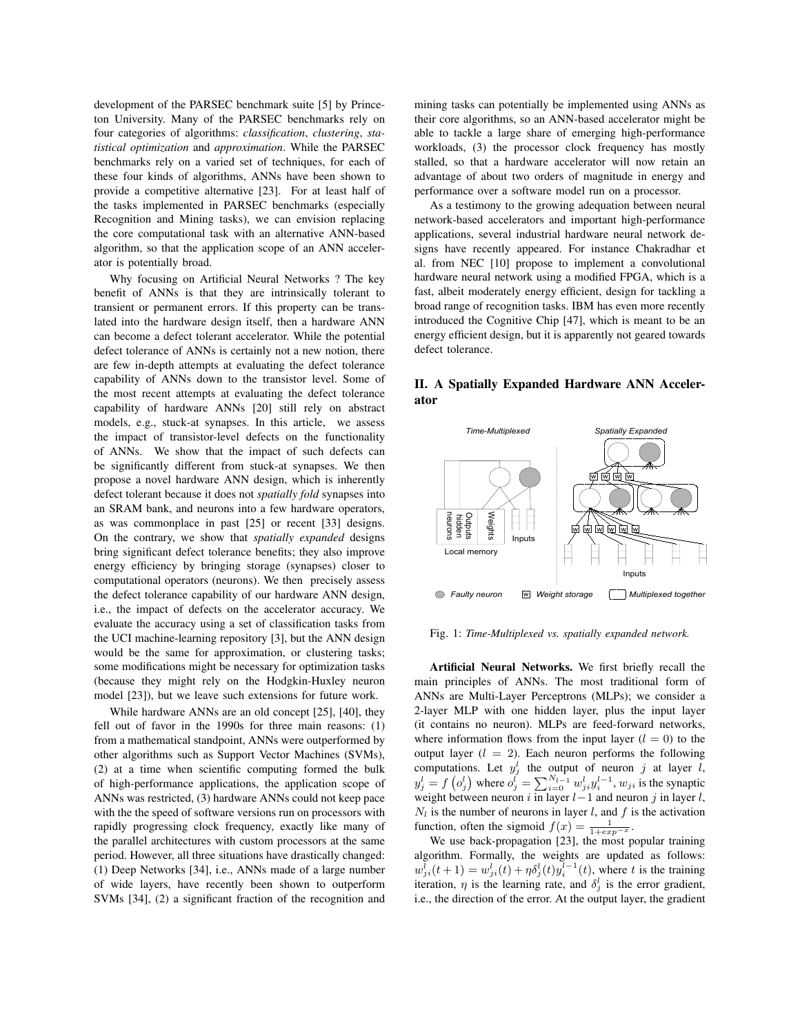development of the PARSEC benchmark suite [5] by Princeton University. Many of the PARSEC benchmarks rely on four categories of algorithms: *classification*, *clustering*, *statistical optimization* and *approximation*. While the PARSEC benchmarks rely on a varied set of techniques, for each of these four kinds of algorithms, ANNs have been shown to provide a competitive alternative [23]. For at least half of the tasks implemented in PARSEC benchmarks (especially Recognition and Mining tasks), we can envision replacing the core computational task with an alternative ANN-based algorithm, so that the application scope of an ANN accelerator is potentially broad.

Why focusing on Artificial Neural Networks ? The key benefit of ANNs is that they are intrinsically tolerant to transient or permanent errors. If this property can be translated into the hardware design itself, then a hardware ANN can become a defect tolerant accelerator. While the potential defect tolerance of ANNs is certainly not a new notion, there are few in-depth attempts at evaluating the defect tolerance capability of ANNs down to the transistor level. Some of the most recent attempts at evaluating the defect tolerance capability of hardware ANNs [20] still rely on abstract models, e.g., stuck-at synapses. In this article, we assess the impact of transistor-level defects on the functionality of ANNs. We show that the impact of such defects can be significantly different from stuck-at synapses. We then propose a novel hardware ANN design, which is inherently defect tolerant because it does not *spatially fold* synapses into an SRAM bank, and neurons into a few hardware operators, as was commonplace in past [25] or recent [33] designs. On the contrary, we show that *spatially expanded* designs bring significant defect tolerance benefits; they also improve energy efficiency by bringing storage (synapses) closer to computational operators (neurons). We then precisely assess the defect tolerance capability of our hardware ANN design, i.e., the impact of defects on the accelerator accuracy. We evaluate the accuracy using a set of classification tasks from the UCI machine-learning repository [3], but the ANN design would be the same for approximation, or clustering tasks; some modifications might be necessary for optimization tasks (because they might rely on the Hodgkin-Huxley neuron model [23]), but we leave such extensions for future work.

While hardware ANNs are an old concept [25], [40], they fell out of favor in the 1990s for three main reasons: (1) from a mathematical standpoint, ANNs were outperformed by other algorithms such as Support Vector Machines (SVMs), (2) at a time when scientific computing formed the bulk of high-performance applications, the application scope of ANNs was restricted, (3) hardware ANNs could not keep pace with the the speed of software versions run on processors with rapidly progressing clock frequency, exactly like many of the parallel architectures with custom processors at the same period. However, all three situations have drastically changed: (1) Deep Networks [34], i.e., ANNs made of a large number of wide layers, have recently been shown to outperform SVMs [34], (2) a significant fraction of the recognition and mining tasks can potentially be implemented using ANNs as their core algorithms, so an ANN-based accelerator might be able to tackle a large share of emerging high-performance workloads, (3) the processor clock frequency has mostly stalled, so that a hardware accelerator will now retain an advantage of about two orders of magnitude in energy and performance over a software model run on a processor.

As a testimony to the growing adequation between neural network-based accelerators and important high-performance applications, several industrial hardware neural network designs have recently appeared. For instance Chakradhar et al. from NEC [10] propose to implement a convolutional hardware neural network using a modified FPGA, which is a fast, albeit moderately energy efficient, design for tackling a broad range of recognition tasks. IBM has even more recently introduced the Cognitive Chip [47], which is meant to be an energy efficient design, but it is apparently not geared towards defect tolerance.

## II. A Spatially Expanded Hardware ANN Accelerator

Fig. 1: *Time-Multiplexed vs. spatially expanded network.*

**Artificial Neural Networks.** We first briefly recall the main principles of ANNs. The most traditional form of ANNs are Multi-Layer Perceptrons (MLPs); we consider a 2-layer MLP with one hidden layer, plus the input layer (it contains no neuron). MLPs are feed-forward networks, where information flows from the input layer ($l = 0$) to the output layer ($l = 2$). Each neuron performs the following computations. Let $y_j^l$ the output of neuron $j$ at layer $l$, $y_j^l = f\left(o_j^l\right)$ where $o_j^l = \sum_{i=0}^{N_{l-1}} w_{ji}^l y_i^{l-1}$, $w_{ji}$ is the synaptic weight between neuron $i$ in layer $l-1$ and neuron $j$ in layer $l$, $N_l$ is the number of neurons in layer $l$, and $f$ is the activation function, often the sigmoid $f(x) = \frac{1}{1+exp^{-x}}$.

We use back-propagation [23], the most popular training algorithm. Formally, the weights are updated as follows: $w_{ji}^l(t+1) = w_{ji}^l(t) + \eta \delta_j^l(t) y_i^{l-1}(t)$, where $t$ is the training iteration, $\eta$ is the learning rate, and $\delta_j^l$ is the error gradient, i.e., the direction of the error. At the output layer, the gradient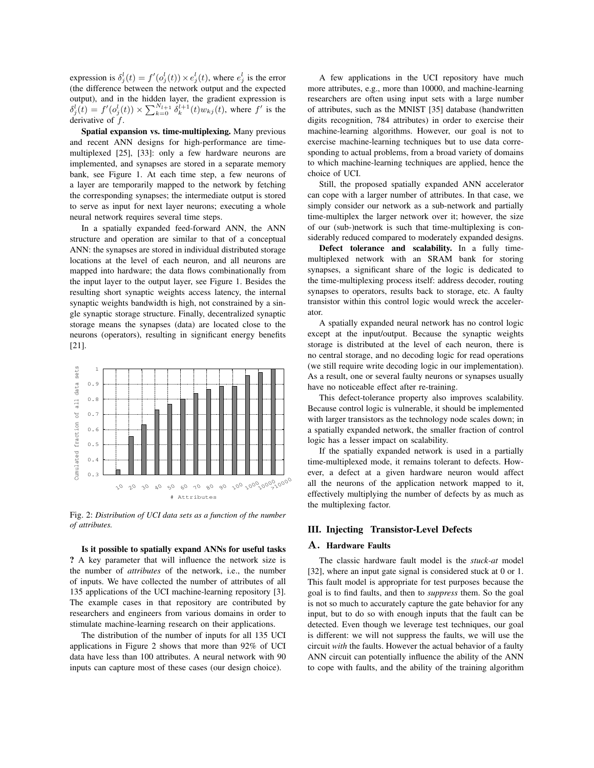expression is $\delta_j^l(t) = f'(o_j^l(t)) \times e_j^l(t)$, where $e_j^l$ is the error (the difference between the network output and the expected output), and in the hidden layer, the gradient expression is $\delta_j^l(t) = f'(o_j^l(t)) \times \sum_{k=0}^{N_{l+1}} \delta_k^{l+1}(t) w_{kj}(t)$, where $f'$ is the derivative of $f$.

**Spatial expansion vs. time-multiplexing.** Many previous and recent ANN designs for high-performance are time-multiplexed [25], [33]: only a few hardware neurons are implemented, and synapses are stored in a separate memory bank, see Figure 1. At each time step, a few neurons of a layer are temporarily mapped to the network by fetching the corresponding synapses; the intermediate output is stored to serve as input for next layer neurons; executing a whole neural network requires several time steps.

In a spatially expanded feed-forward ANN, the ANN structure and operation are similar to that of a conceptual ANN: the synapses are stored in individual distributed storage locations at the level of each neuron, and all neurons are mapped into hardware; the data flows combinationally from the input layer to the output layer, see Figure 1. Besides the resulting short synaptic weights access latency, the internal synaptic weights bandwidth is high, not constrained by a single synaptic storage structure. Finally, decentralized synaptic storage means the synapses (data) are located close to the neurons (operators), resulting in significant energy benefits [21].

Fig. 2: *Distribution of UCI data sets as a function of the number of attributes.*

**Is it possible to spatially expand ANNs for useful tasks ?** A key parameter that will influence the network size is the number of *attributes* of the network, i.e., the number of inputs. We have collected the number of attributes of all 135 applications of the UCI machine-learning repository [3]. The example cases in that repository are contributed by researchers and engineers from various domains in order to stimulate machine-learning research on their applications.

The distribution of the number of inputs for all 135 UCI applications in Figure 2 shows that more than 92% of UCI data have less than 100 attributes. A neural network with 90 inputs can capture most of these cases (our design choice).

A few applications in the UCI repository have much more attributes, e.g., more than 10000, and machine-learning researchers are often using input sets with a large number of attributes, such as the MNIST [35] database (handwritten digits recognition, 784 attributes) in order to exercise their machine-learning algorithms. However, our goal is not to exercise machine-learning techniques but to use data corresponding to actual problems, from a broad variety of domains to which machine-learning techniques are applied, hence the choice of UCI.

Still, the proposed spatially expanded ANN accelerator can cope with a larger number of attributes. In that case, we simply consider our network as a sub-network and partially time-multiplex the larger network over it; however, the size of our (sub-)network is such that time-multiplexing is considerably reduced compared to moderately expanded designs.

**Defect tolerance and scalability.** In a fully time-multiplexed network with an SRAM bank for storing synapses, a significant share of the logic is dedicated to the time-multiplexing process itself: address decoder, routing synapses to operators, results back to storage, etc. A faulty transistor within this control logic would wreck the accelerator.

A spatially expanded neural network has no control logic except at the input/output. Because the synaptic weights storage is distributed at the level of each neuron, there is no central storage, and no decoding logic for read operations (we still require write decoding logic in our implementation). As a result, one or several faulty neurons or synapses usually have no noticeable effect after re-training.

This defect-tolerance property also improves scalability. Because control logic is vulnerable, it should be implemented with larger transistors as the technology node scales down; in a spatially expanded network, the smaller fraction of control logic has a lesser impact on scalability.

If the spatially expanded network is used in a partially time-multiplexed mode, it remains tolerant to defects. However, a defect at a given hardware neuron would affect all the neurons of the application network mapped to it, effectively multiplying the number of defects by as much as the multiplexing factor.

## III. Injecting Transistor-Level Defects

### A. Hardware Faults

The classic hardware fault model is the *stuck-at* model [32], where an input gate signal is considered stuck at 0 or 1. This fault model is appropriate for test purposes because the goal is to find faults, and then to *suppress* them. So the goal is not so much to accurately capture the gate behavior for any input, but to do so with enough inputs that the fault can be detected. Even though we leverage test techniques, our goal is different: we will not suppress the faults, we will use the circuit *with* the faults. However the actual behavior of a faulty ANN circuit can potentially influence the ability of the ANN to cope with faults, and the ability of the training algorithm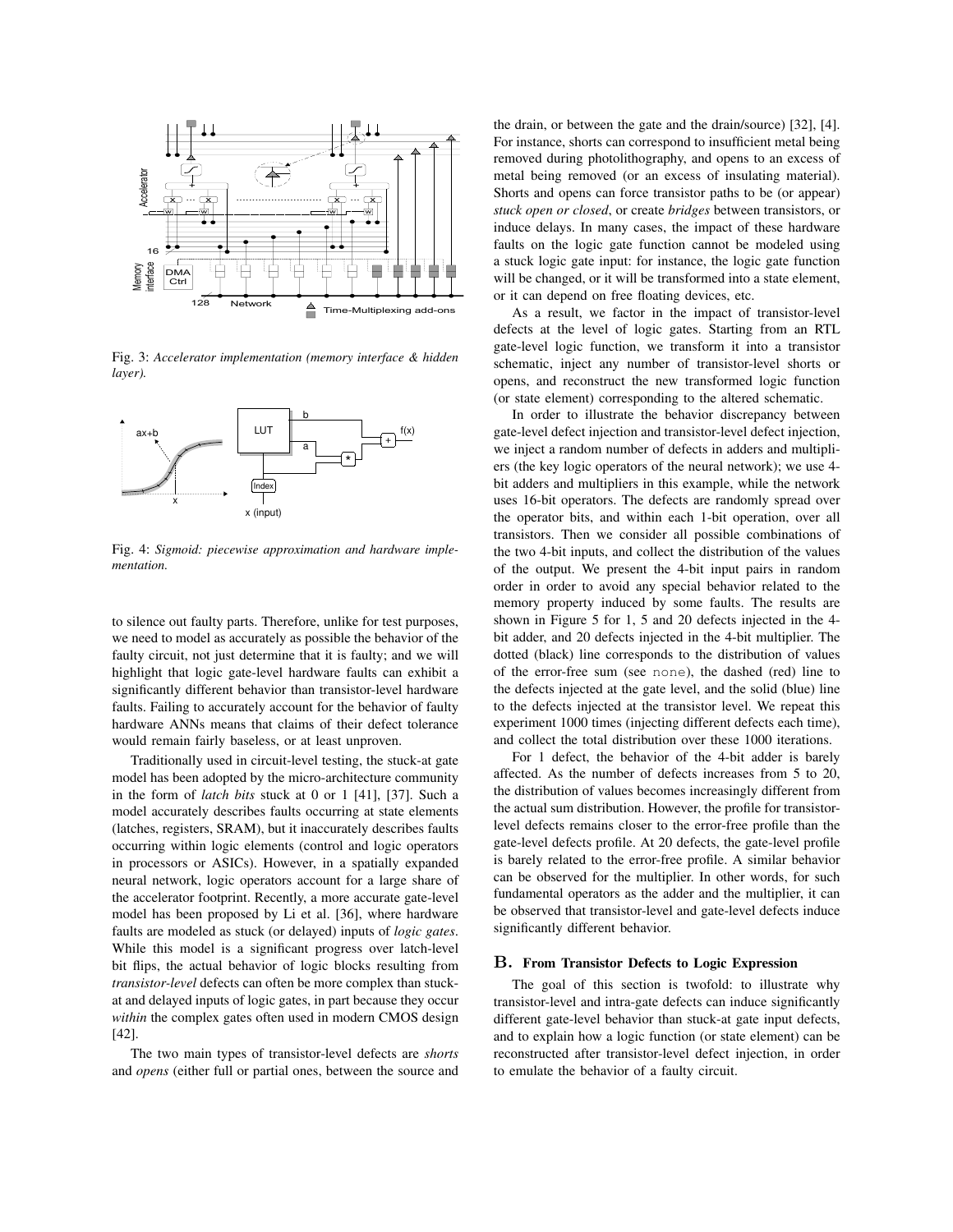Fig. 3: *Accelerator implementation (memory interface & hidden layer).*

Fig. 4: *Sigmoid: piecewise approximation and hardware implementation.*

to silence out faulty parts. Therefore, unlike for test purposes, we need to model as accurately as possible the behavior of the faulty circuit, not just determine that it is faulty; and we will highlight that logic gate-level hardware faults can exhibit a significantly different behavior than transistor-level hardware faults. Failing to accurately account for the behavior of faulty hardware ANNs means that claims of their defect tolerance would remain fairly baseless, or at least unproven.

Traditionally used in circuit-level testing, the stuck-at gate model has been adopted by the micro-architecture community in the form of *latch bits* stuck at 0 or 1 [41], [37]. Such a model accurately describes faults occurring at state elements (latches, registers, SRAM), but it inaccurately describes faults occurring within logic elements (control and logic operators in processors or ASICs). However, in a spatially expanded neural network, logic operators account for a large share of the accelerator footprint. Recently, a more accurate gate-level model has been proposed by Li et al. [36], where hardware faults are modeled as stuck (or delayed) inputs of *logic gates*. While this model is a significant progress over latch-level bit flips, the actual behavior of logic blocks resulting from *transistor-level* defects can often be more complex than stuck-at and delayed inputs of logic gates, in part because they occur *within* the complex gates often used in modern CMOS design [42].

The two main types of transistor-level defects are *shorts* and *opens* (either full or partial ones, between the source and the drain, or between the gate and the drain/source) [32], [4]. For instance, shorts can correspond to insufficient metal being removed during photolithography, and opens to an excess of metal being removed (or an excess of insulating material). Shorts and opens can force transistor paths to be (or appear) *stuck open or closed*, or create *bridges* between transistors, or induce delays. In many cases, the impact of these hardware faults on the logic gate function cannot be modeled using a stuck logic gate input: for instance, the logic gate function will be changed, or it will be transformed into a state element, or it can depend on free floating devices, etc.

As a result, we factor in the impact of transistor-level defects at the level of logic gates. Starting from an RTL gate-level logic function, we transform it into a transistor schematic, inject any number of transistor-level shorts or opens, and reconstruct the new transformed logic function (or state element) corresponding to the altered schematic.

In order to illustrate the behavior discrepancy between gate-level defect injection and transistor-level defect injection, we inject a random number of defects in adders and multipliers (the key logic operators of the neural network); we use 4-bit adders and multipliers in this example, while the network uses 16-bit operators. The defects are randomly spread over the operator bits, and within each 1-bit operation, over all transistors. Then we consider all possible combinations of the two 4-bit inputs, and collect the distribution of the values of the output. We present the 4-bit input pairs in random order in order to avoid any special behavior related to the memory property induced by some faults. The results are shown in Figure 5 for 1, 5 and 20 defects injected in the 4-bit adder, and 20 defects injected in the 4-bit multiplier. The dotted (black) line corresponds to the distribution of values of the error-free sum (see `none`), the dashed (red) line to the defects injected at the gate level, and the solid (blue) line to the defects injected at the transistor level. We repeat this experiment 1000 times (injecting different defects each time), and collect the total distribution over these 1000 iterations.

For 1 defect, the behavior of the 4-bit adder is barely affected. As the number of defects increases from 5 to 20, the distribution of values becomes increasingly different from the actual sum distribution. However, the profile for transistor-level defects remains closer to the error-free profile than the gate-level defects profile. At 20 defects, the gate-level profile is barely related to the error-free profile. A similar behavior can be observed for the multiplier. In other words, for such fundamental operators as the adder and the multiplier, it can be observed that transistor-level and gate-level defects induce significantly different behavior.

## B. From Transistor Defects to Logic Expression

The goal of this section is twofold: to illustrate why transistor-level and intra-gate defects can induce significantly different gate-level behavior than stuck-at gate input defects, and to explain how a logic function (or state element) can be reconstructed after transistor-level defect injection, in order to emulate the behavior of a faulty circuit.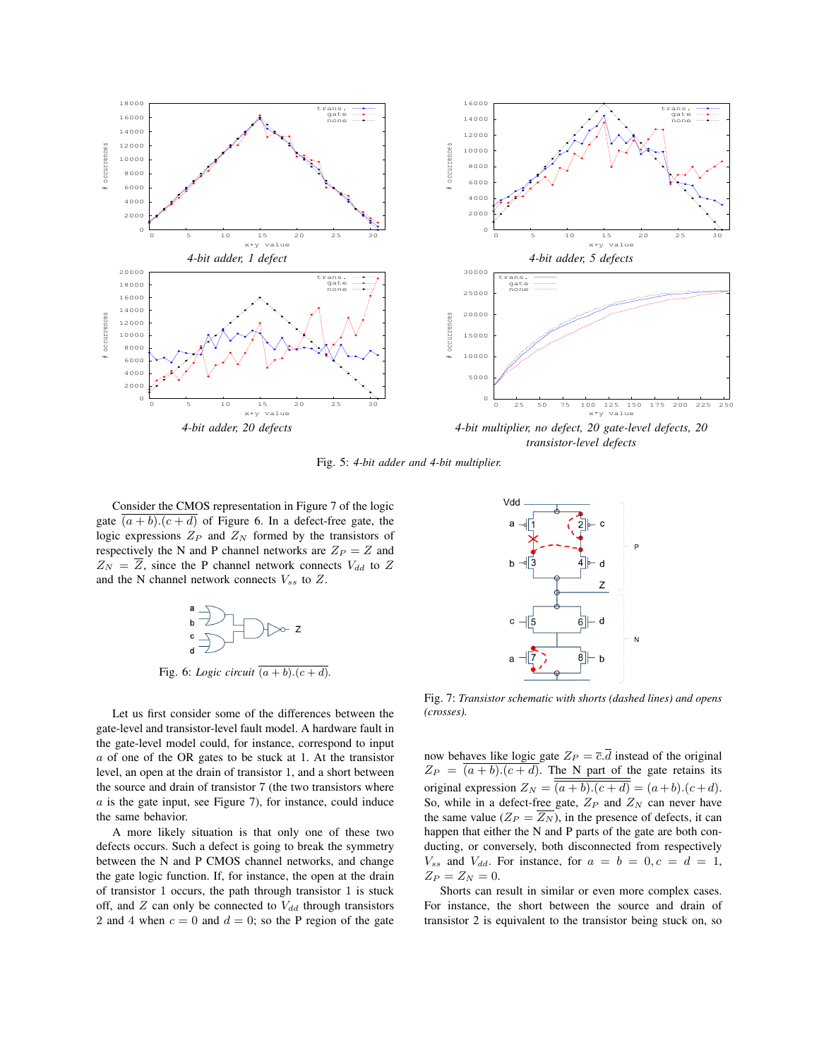*4-bit adder, 1 defect*

*4-bit adder, 5 defects*

*4-bit adder, 20 defects*

*4-bit multiplier, no defect, 20 gate-level defects, 20 transistor-level defects*

Fig. 5: *4-bit adder and 4-bit multiplier.*

Consider the CMOS representation in Figure 7 of the logic gate $\overline{(a+b).(c+d)}$ of Figure 6. In a defect-free gate, the logic expressions $Z_P$ and $Z_N$ formed by the transistors of respectively the N and P channel networks are $Z_P = Z$ and $Z_N = \overline{Z}$, since the P channel network connects $V_{dd}$ to $Z$ and the N channel network connects $V_{ss}$ to $Z$.

Fig. 6: *Logic circuit* $\overline{(a+b).(c+d)}$.

Let us first consider some of the differences between the gate-level and transistor-level fault model. A hardware fault in the gate-level model could, for instance, correspond to input $a$ of one of the OR gates to be stuck at 1. At the transistor level, an open at the drain of transistor 1, and a short between the source and drain of transistor 7 (the two transistors where $a$ is the gate input, see Figure 7), for instance, could induce the same behavior.

A more likely situation is that only one of these two defects occurs. Such a defect is going to break the symmetry between the N and P CMOS channel networks, and change the gate logic function. If, for instance, the open at the drain of transistor 1 occurs, the path through transistor 1 is stuck off, and $Z$ can only be connected to $V_{dd}$ through transistors 2 and 4 when $c = 0$ and $d = 0$; so the P region of the gate now behaves like logic gate $Z_P = \overline{c}.\overline{d}$ instead of the original $Z_P = \overline{(a+b).(c+d)}$. The N part of the gate retains its original expression $Z_N = \overline{\overline{(a+b).(c+d)}} = (a+b).(c+d)$. So, while in a defect-free gate, $Z_P$ and $Z_N$ can never have the same value ($Z_P = \overline{Z_N}$), in the presence of defects, it can happen that either the N and P parts of the gate are both conducting, or conversely, both disconnected from respectively $V_{ss}$ and $V_{dd}$. For instance, for $a = b = 0, c = d = 1$, $Z_P = Z_N = 0$.

Fig. 7: *Transistor schematic with shorts (dashed lines) and opens (crosses).*

Shorts can result in similar or even more complex cases. For instance, the short between the source and drain of transistor 2 is equivalent to the transistor being stuck on, so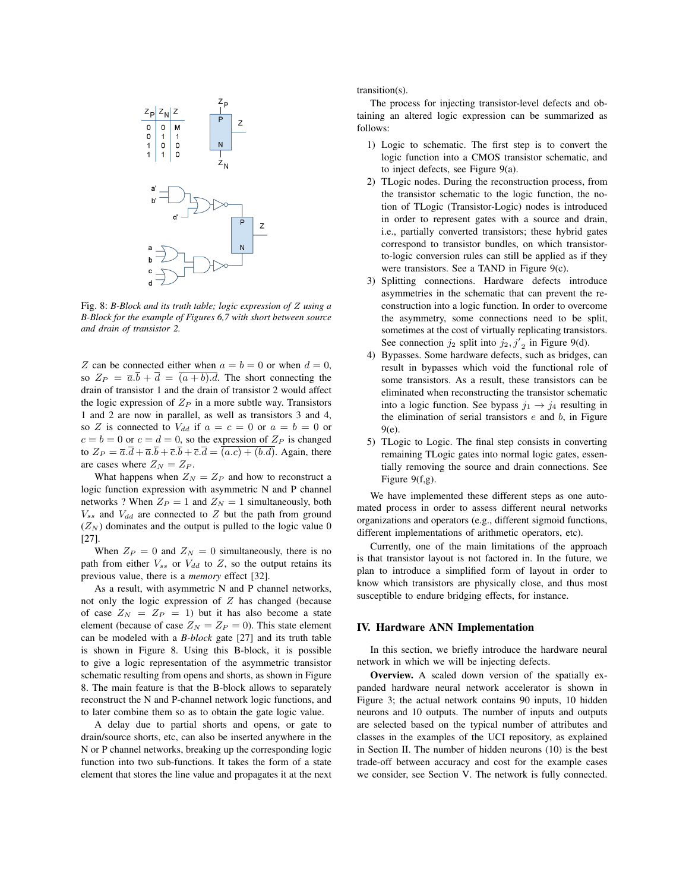| $Z_P$ | $Z_N$ | $Z$ |
|---|---|---|
| 0 | 0 | M |
| 0 | 1 | 1 |
| 1 | 0 | 0 |
| 1 | 1 | 0 |

Fig. 8: *B-Block and its truth table; logic expression of Z using a B-Block for the example of Figures 6,7 with short between source and drain of transistor 2.*

$Z$ can be connected either when $a = b = 0$ or when $d = 0$, so $Z_P = \overline{a}.\overline{b} + \overline{d} = \overline{(a+b).d}$. The short connecting the drain of transistor 1 and the drain of transistor 2 would affect the logic expression of $Z_P$ in a more subtle way. Transistors 1 and 2 are now in parallel, as well as transistors 3 and 4, so $Z$ is connected to $V_{dd}$ if $a = c = 0$ or $a = b = 0$ or $c = b = 0$ or $c = d = 0$, so the expression of $Z_P$ is changed to $Z_P = \overline{a}.\overline{d} + \overline{a}.\overline{b} + \overline{c}.\overline{b} + \overline{c}.\overline{d} = \overline{(a.c) + (b.d)}$. Again, there are cases where $Z_N = Z_P$.

What happens when $Z_N = Z_P$ and how to reconstruct a logic function expression with asymmetric N and P channel networks ? When $Z_P = 1$ and $Z_N = 1$ simultaneously, both $V_{ss}$ and $V_{dd}$ are connected to $Z$ but the path from ground ($Z_N$) dominates and the output is pulled to the logic value 0 [27].

When $Z_P = 0$ and $Z_N = 0$ simultaneously, there is no path from either $V_{ss}$ or $V_{dd}$ to $Z$, so the output retains its previous value, there is a *memory* effect [32].

As a result, with asymmetric N and P channel networks, not only the logic expression of $Z$ has changed (because of case $Z_N = Z_P = 1$) but it has also become a state element (because of case $Z_N = Z_P = 0$). This state element can be modeled with a *B-block* gate [27] and its truth table is shown in Figure 8. Using this B-block, it is possible to give a logic representation of the asymmetric transistor schematic resulting from opens and shorts, as shown in Figure 8. The main feature is that the B-block allows to separately reconstruct the N and P-channel network logic functions, and to later combine them so as to obtain the gate logic value.

A delay due to partial shorts and opens, or gate to drain/source shorts, etc, can also be inserted anywhere in the N or P channel networks, breaking up the corresponding logic function into two sub-functions. It takes the form of a state element that stores the line value and propagates it at the next transition(s).

The process for injecting transistor-level defects and obtaining an altered logic expression can be summarized as follows:

1) Logic to schematic. The first step is to convert the logic function into a CMOS transistor schematic, and to inject defects, see Figure 9(a).
2) TLogic nodes. During the reconstruction process, from the transistor schematic to the logic function, the notion of TLogic (Transistor-Logic) nodes is introduced in order to represent gates with a source and drain, i.e., partially converted transistors; these hybrid gates correspond to transistor bundles, on which transistor-to-logic conversion rules can still be applied as if they were transistors. See a TAND in Figure 9(c).
3) Splitting connections. Hardware defects introduce asymmetries in the schematic that can prevent the reconstruction into a logic function. In order to overcome the asymmetry, some connections need to be split, sometimes at the cost of virtually replicating transistors. See connection $j_2$ split into $j_2, {j'}_2$ in Figure 9(d).
4) Bypasses. Some hardware defects, such as bridges, can result in bypasses which void the functional role of some transistors. As a result, these transistors can be eliminated when reconstructing the transistor schematic into a logic function. See bypass $j_1 \rightarrow j_4$ resulting in the elimination of serial transistors $e$ and $b$, in Figure 9(e).
5) TLogic to Logic. The final step consists in converting remaining TLogic gates into normal logic gates, essentially removing the source and drain connections. See Figure 9(f,g).

We have implemented these different steps as one automated process in order to assess different neural networks organizations and operators (e.g., different sigmoid functions, different implementations of arithmetic operators, etc).

Currently, one of the main limitations of the approach is that transistor layout is not factored in. In the future, we plan to introduce a simplified form of layout in order to know which transistors are physically close, and thus most susceptible to endure bridging effects, for instance.

## IV. Hardware ANN Implementation

In this section, we briefly introduce the hardware neural network in which we will be injecting defects.

**Overview.** A scaled down version of the spatially expanded hardware neural network accelerator is shown in Figure 3; the actual network contains 90 inputs, 10 hidden neurons and 10 outputs. The number of inputs and outputs are selected based on the typical number of attributes and classes in the examples of the UCI repository, as explained in Section II. The number of hidden neurons (10) is the best trade-off between accuracy and cost for the example cases we consider, see Section V. The network is fully connected.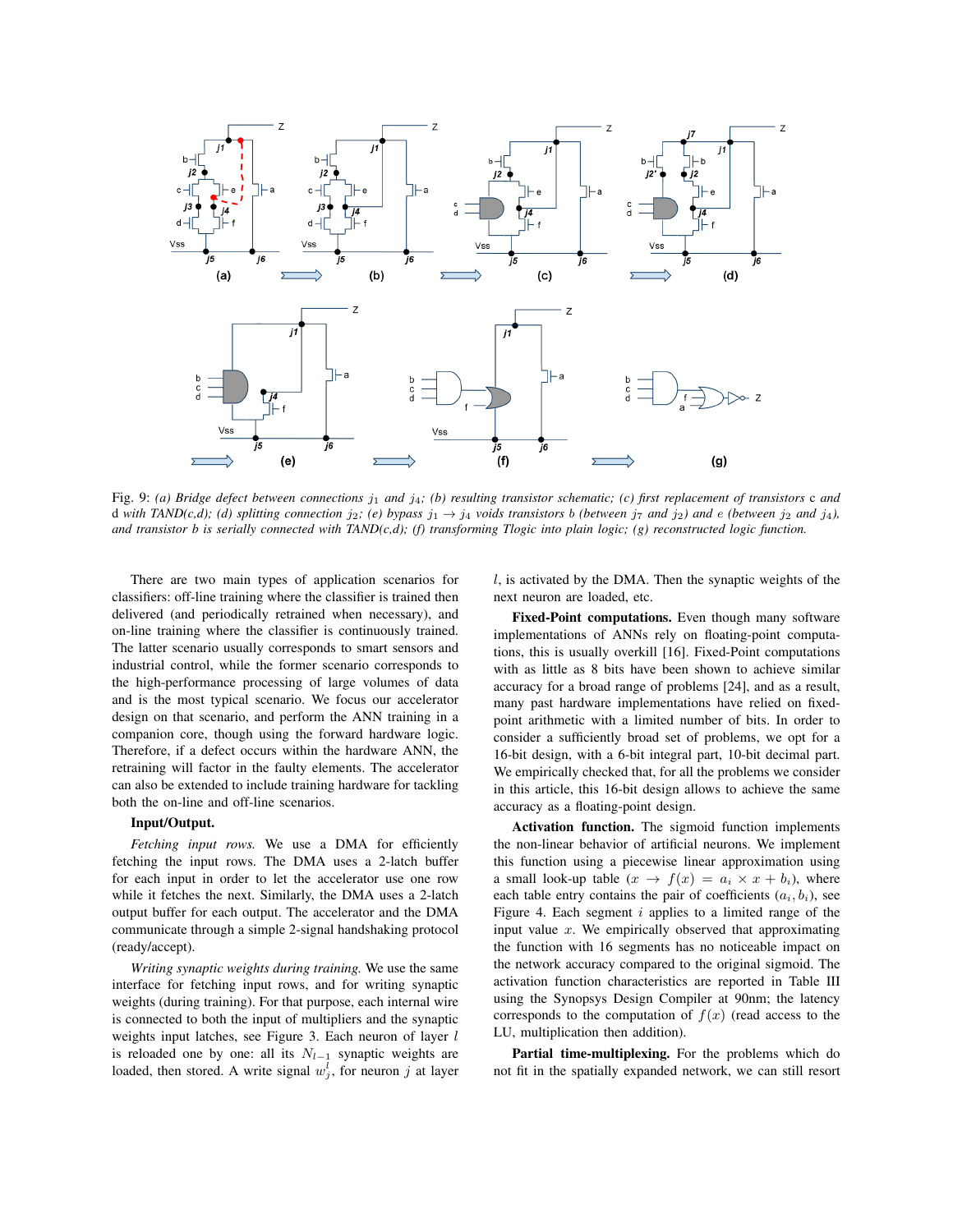Fig. 9: *(a) Bridge defect between connections $j_1$ and $j_4$; (b) resulting transistor schematic; (c) first replacement of transistors* c *and* d *with TAND(c,d); (d) splitting connection $j_2$; (e) bypass $j_1 \rightarrow j_4$ voids transistors b (between $j_7$ and $j_2$) and e (between $j_2$ and $j_4$), and transistor b is serially connected with TAND(c,d); (f) transforming Tlogic into plain logic; (g) reconstructed logic function.*

There are two main types of application scenarios for classifiers: off-line training where the classifier is trained then delivered (and periodically retrained when necessary), and on-line training where the classifier is continuously trained. The latter scenario usually corresponds to smart sensors and industrial control, while the former scenario corresponds to the high-performance processing of large volumes of data and is the most typical scenario. We focus our accelerator design on that scenario, and perform the ANN training in a companion core, though using the forward hardware logic. Therefore, if a defect occurs within the hardware ANN, the retraining will factor in the faulty elements. The accelerator can also be extended to include training hardware for tackling both the on-line and off-line scenarios.

**Input/Output.**

*Fetching input rows.* We use a DMA for efficiently fetching the input rows. The DMA uses a 2-latch buffer for each input in order to let the accelerator use one row while it fetches the next. Similarly, the DMA uses a 2-latch output buffer for each output. The accelerator and the DMA communicate through a simple 2-signal handshaking protocol (ready/accept).

*Writing synaptic weights during training.* We use the same interface for fetching input rows, and for writing synaptic weights (during training). For that purpose, each internal wire is connected to both the input of multipliers and the synaptic weights input latches, see Figure 3. Each neuron of layer $l$ is reloaded one by one: all its $N_{l-1}$ synaptic weights are loaded, then stored. A write signal $w_j^l$, for neuron $j$ at layer $l$, is activated by the DMA. Then the synaptic weights of the next neuron are loaded, etc.

**Fixed-Point computations.** Even though many software implementations of ANNs rely on floating-point computations, this is usually overkill [16]. Fixed-Point computations with as little as 8 bits have been shown to achieve similar accuracy for a broad range of problems [24], and as a result, many past hardware implementations have relied on fixed-point arithmetic with a limited number of bits. In order to consider a sufficiently broad set of problems, we opt for a 16-bit design, with a 6-bit integral part, 10-bit decimal part. We empirically checked that, for all the problems we consider in this article, this 16-bit design allows to achieve the same accuracy as a floating-point design.

**Activation function.** The sigmoid function implements the non-linear behavior of artificial neurons. We implement this function using a piecewise linear approximation using a small look-up table ($x \rightarrow f(x) = a_i \times x + b_i$), where each table entry contains the pair of coefficients $(a_i, b_i)$, see Figure 4. Each segment $i$ applies to a limited range of the input value $x$. We empirically observed that approximating the function with 16 segments has no noticeable impact on the network accuracy compared to the original sigmoid. The activation function characteristics are reported in Table III using the Synopsys Design Compiler at 90nm; the latency corresponds to the computation of $f(x)$ (read access to the LU, multiplication then addition).

**Partial time-multiplexing.** For the problems which do not fit in the spatially expanded network, we can still resort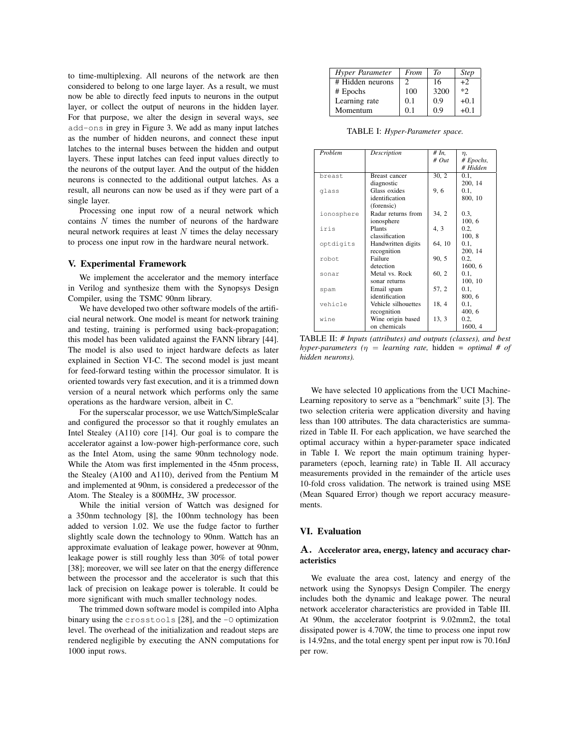to time-multiplexing. All neurons of the network are then considered to belong to one large layer. As a result, we must now be able to directly feed inputs to neurons in the output layer, or collect the output of neurons in the hidden layer. For that purpose, we alter the design in several ways, see `add-ons` in grey in Figure 3. We add as many input latches as the number of hidden neurons, and connect these input latches to the internal buses between the hidden and output layers. These input latches can feed input values directly to the neurons of the output layer. And the output of the hidden neurons is connected to the additional output latches. As a result, all neurons can now be used as if they were part of a single layer.

Processing one input row of a neural network which contains $N$ times the number of neurons of the hardware neural network requires at least $N$ times the delay necessary to process one input row in the hardware neural network.

## V. Experimental Framework

We implement the accelerator and the memory interface in Verilog and synthesize them with the Synopsys Design Compiler, using the TSMC 90nm library.

We have developed two other software models of the artificial neural network. One model is meant for network training and testing, training is performed using back-propagation; this model has been validated against the FANN library [44]. The model is also used to inject hardware defects as later explained in Section VI-C. The second model is just meant for feed-forward testing within the processor simulator. It is oriented towards very fast execution, and it is a trimmed down version of a neural network which performs only the same operations as the hardware version, albeit in C.

For the superscalar processor, we use Wattch/SimpleScalar and configured the processor so that it roughly emulates an Intel Stealey (A110) core [14]. Our goal is to compare the accelerator against a low-power high-performance core, such as the Intel Atom, using the same 90nm technology node. While the Atom was first implemented in the 45nm process, the Stealey (A100 and A110), derived from the Pentium M and implemented at 90nm, is considered a predecessor of the Atom. The Stealey is a 800MHz, 3W processor.

While the initial version of Wattch was designed for a 350nm technology [8], the 100nm technology has been added to version 1.02. We use the fudge factor to further slightly scale down the technology to 90nm. Wattch has an approximate evaluation of leakage power, however at 90nm, leakage power is still roughly less than 30% of total power [38]; moreover, we will see later on that the energy difference between the processor and the accelerator is such that this lack of precision on leakage power is tolerable. It could be more significant with much smaller technology nodes.

The trimmed down software model is compiled into Alpha binary using the `crosstools` [28], and the `-O` optimization level. The overhead of the initialization and readout steps are rendered negligible by executing the ANN computations for 1000 input rows.

| *Hyper Parameter* | *From* | *To* | *Step* |
|---|---|---|---|
| # Hidden neurons | 2 | 16 | +2 |
| # Epochs | 100 | 3200 | *2 |
| Learning rate | 0.1 | 0.9 | +0.1 |
| Momentum | 0.1 | 0.9 | +0.1 |

TABLE I: *Hyper-Parameter space.*

| *Problem* | *Description* | *# In, # Out* | *$\eta$, # Epochs, # Hidden* |
|---|---|---|---|
| `breast` | Breast cancer diagnostic | 30, 2 | 0.1, 200, 14 |
| `glass` | Glass oxides identification (forensic) | 9, 6 | 0.1, 800, 10 |
| `ionosphere` | Radar returns from ionosphere | 34, 2 | 0.3, 100, 6 |
| `iris` | Plants classification | 4, 3 | 0.2, 100, 8 |
| `optdigits` | Handwritten digits recognition | 64, 10 | 0.1, 200, 14 |
| `robot` | Failure detection | 90, 5 | 0.2, 1600, 6 |
| `sonar` | Metal vs. Rock sonar returns | 60, 2 | 0.1, 100, 10 |
| `spam` | Email spam identification | 57, 2 | 0.1, 800, 6 |
| `vehicle` | Vehicle silhouettes recognition | 18, 4 | 0.1, 400, 6 |
| `wine` | Wine origin based on chemicals | 13, 3 | 0.2, 1600, 4 |

TABLE II: *# Inputs (attributes) and outputs (classes), and best hyper-parameters ($\eta$ = learning rate,* hidden *= optimal # of hidden neurons).*

We have selected 10 applications from the UCI Machine-Learning repository to serve as a "benchmark" suite [3]. The two selection criteria were application diversity and having less than 100 attributes. The data characteristics are summarized in Table II. For each application, we have searched the optimal accuracy within a hyper-parameter space indicated in Table I. We report the main optimum training hyper-parameters (epoch, learning rate) in Table II. All accuracy measurements provided in the remainder of the article uses 10-fold cross validation. The network is trained using MSE (Mean Squared Error) though we report accuracy measurements.

## VI. Evaluation

### A. Accelerator area, energy, latency and accuracy characteristics

We evaluate the area cost, latency and energy of the network using the Synopsys Design Compiler. The energy includes both the dynamic and leakage power. The neural network accelerator characteristics are provided in Table III. At 90nm, the accelerator footprint is 9.02mm2, the total dissipated power is 4.70W, the time to process one input row is 14.92ns, and the total energy spent per input row is 70.16nJ per row.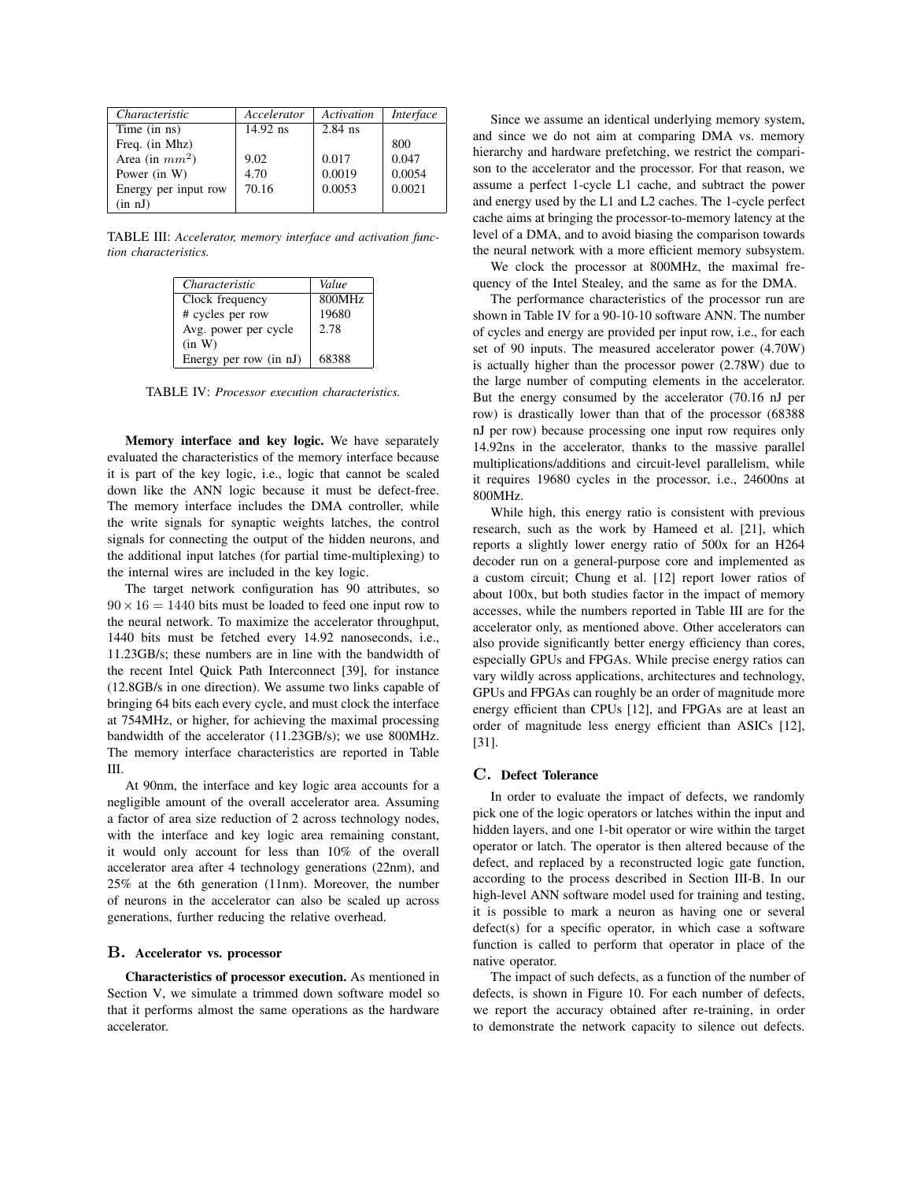| Characteristic | Accelerator | Activation | Interface |
|---|---|---|---|
| Time (in ns) | 14.92 ns | 2.84 ns | |
| Freq. (in Mhz) | | | 800 |
| Area (in $mm^2$) | 9.02 | 0.017 | 0.047 |
| Power (in W) | 4.70 | 0.0019 | 0.0054 |
| Energy per input row (in nJ) | 70.16 | 0.0053 | 0.0021 |

TABLE III: *Accelerator, memory interface and activation function characteristics.*

| Characteristic | Value |
|---|---|
| Clock frequency | 800MHz |
| # cycles per row | 19680 |
| Avg. power per cycle (in W) | 2.78 |
| Energy per row (in nJ) | 68388 |

TABLE IV: *Processor execution characteristics.*

**Memory interface and key logic.** We have separately evaluated the characteristics of the memory interface because it is part of the key logic, i.e., logic that cannot be scaled down like the ANN logic because it must be defect-free. The memory interface includes the DMA controller, while the write signals for synaptic weights latches, the control signals for connecting the output of the hidden neurons, and the additional input latches (for partial time-multiplexing) to the internal wires are included in the key logic.

The target network configuration has 90 attributes, so $90 \times 16 = 1440$ bits must be loaded to feed one input row to the neural network. To maximize the accelerator throughput, 1440 bits must be fetched every 14.92 nanoseconds, i.e., 11.23GB/s; these numbers are in line with the bandwidth of the recent Intel Quick Path Interconnect [39], for instance (12.8GB/s in one direction). We assume two links capable of bringing 64 bits each every cycle, and must clock the interface at 754MHz, or higher, for achieving the maximal processing bandwidth of the accelerator (11.23GB/s); we use 800MHz. The memory interface characteristics are reported in Table III.

At 90nm, the interface and key logic area accounts for a negligible amount of the overall accelerator area. Assuming a factor of area size reduction of 2 across technology nodes, with the interface and key logic area remaining constant, it would only account for less than 10% of the overall accelerator area after 4 technology generations (22nm), and 25% at the 6th generation (11nm). Moreover, the number of neurons in the accelerator can also be scaled up across generations, further reducing the relative overhead.

## B. Accelerator vs. processor

**Characteristics of processor execution.** As mentioned in Section V, we simulate a trimmed down software model so that it performs almost the same operations as the hardware accelerator.

Since we assume an identical underlying memory system, and since we do not aim at comparing DMA vs. memory hierarchy and hardware prefetching, we restrict the comparison to the accelerator and the processor. For that reason, we assume a perfect 1-cycle L1 cache, and subtract the power and energy used by the L1 and L2 caches. The 1-cycle perfect cache aims at bringing the processor-to-memory latency at the level of a DMA, and to avoid biasing the comparison towards the neural network with a more efficient memory subsystem.

We clock the processor at 800MHz, the maximal frequency of the Intel Stealey, and the same as for the DMA.

The performance characteristics of the processor run are shown in Table IV for a 90-10-10 software ANN. The number of cycles and energy are provided per input row, i.e., for each set of 90 inputs. The measured accelerator power (4.70W) is actually higher than the processor power (2.78W) due to the large number of computing elements in the accelerator. But the energy consumed by the accelerator (70.16 nJ per row) is drastically lower than that of the processor (68388 nJ per row) because processing one input row requires only 14.92ns in the accelerator, thanks to the massive parallel multiplications/additions and circuit-level parallelism, while it requires 19680 cycles in the processor, i.e., 24600ns at 800MHz.

While high, this energy ratio is consistent with previous research, such as the work by Hameed et al. [21], which reports a slightly lower energy ratio of 500x for an H264 decoder run on a general-purpose core and implemented as a custom circuit; Chung et al. [12] report lower ratios of about 100x, but both studies factor in the impact of memory accesses, while the numbers reported in Table III are for the accelerator only, as mentioned above. Other accelerators can also provide significantly better energy efficiency than cores, especially GPUs and FPGAs. While precise energy ratios can vary wildly across applications, architectures and technology, GPUs and FPGAs can roughly be an order of magnitude more energy efficient than CPUs [12], and FPGAs are at least an order of magnitude less energy efficient than ASICs [12], [31].

## C. Defect Tolerance

In order to evaluate the impact of defects, we randomly pick one of the logic operators or latches within the input and hidden layers, and one 1-bit operator or wire within the target operator or latch. The operator is then altered because of the defect, and replaced by a reconstructed logic gate function, according to the process described in Section III-B. In our high-level ANN software model used for training and testing, it is possible to mark a neuron as having one or several defect(s) for a specific operator, in which case a software function is called to perform that operator in place of the native operator.

The impact of such defects, as a function of the number of defects, is shown in Figure 10. For each number of defects, we report the accuracy obtained after re-training, in order to demonstrate the network capacity to silence out defects.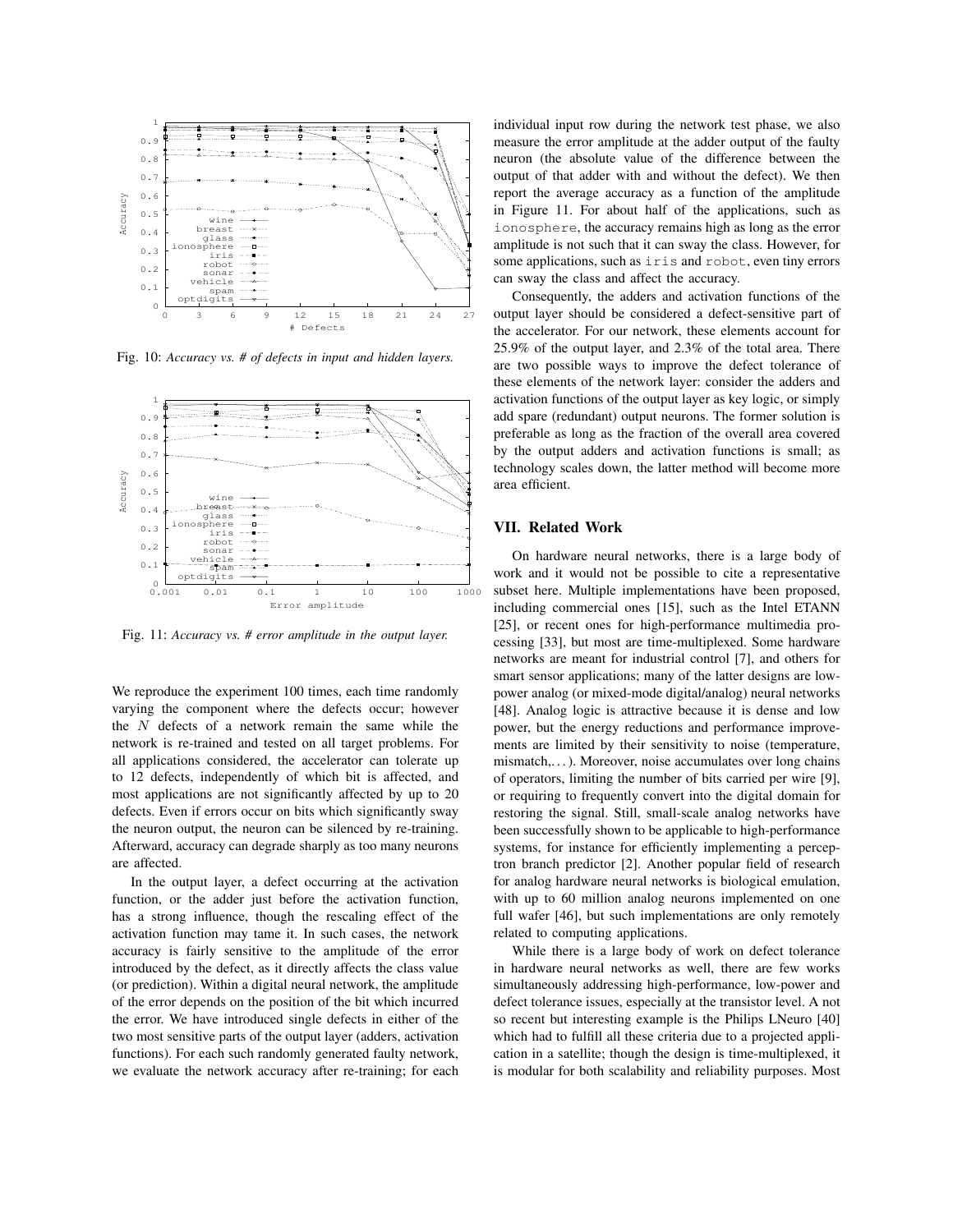Fig. 10: *Accuracy vs. # of defects in input and hidden layers.*

Fig. 11: *Accuracy vs. # error amplitude in the output layer.*

We reproduce the experiment 100 times, each time randomly varying the component where the defects occur; however the $N$ defects of a network remain the same while the network is re-trained and tested on all target problems. For all applications considered, the accelerator can tolerate up to 12 defects, independently of which bit is affected, and most applications are not significantly affected by up to 20 defects. Even if errors occur on bits which significantly sway the neuron output, the neuron can be silenced by re-training. Afterward, accuracy can degrade sharply as too many neurons are affected.

In the output layer, a defect occurring at the activation function, or the adder just before the activation function, has a strong influence, though the rescaling effect of the activation function may tame it. In such cases, the network accuracy is fairly sensitive to the amplitude of the error introduced by the defect, as it directly affects the class value (or prediction). Within a digital neural network, the amplitude of the error depends on the position of the bit which incurred the error. We have introduced single defects in either of the two most sensitive parts of the output layer (adders, activation functions). For each such randomly generated faulty network, we evaluate the network accuracy after re-training; for each individual input row during the network test phase, we also measure the error amplitude at the adder output of the faulty neuron (the absolute value of the difference between the output of that adder with and without the defect). We then report the average accuracy as a function of the amplitude in Figure 11. For about half of the applications, such as `ionosphere`, the accuracy remains high as long as the error amplitude is not such that it can sway the class. However, for some applications, such as `iris` and `robot`, even tiny errors can sway the class and affect the accuracy.

Consequently, the adders and activation functions of the output layer should be considered a defect-sensitive part of the accelerator. For our network, these elements account for 25.9% of the output layer, and 2.3% of the total area. There are two possible ways to improve the defect tolerance of these elements of the network layer: consider the adders and activation functions of the output layer as key logic, or simply add spare (redundant) output neurons. The former solution is preferable as long as the fraction of the overall area covered by the output adders and activation functions is small; as technology scales down, the latter method will become more area efficient.

## VII. Related Work

On hardware neural networks, there is a large body of work and it would not be possible to cite a representative subset here. Multiple implementations have been proposed, including commercial ones [15], such as the Intel ETANN [25], or recent ones for high-performance multimedia processing [33], but most are time-multiplexed. Some hardware networks are meant for industrial control [7], and others for smart sensor applications; many of the latter designs are low-power analog (or mixed-mode digital/analog) neural networks [48]. Analog logic is attractive because it is dense and low power, but the energy reductions and performance improvements are limited by their sensitivity to noise (temperature, mismatch,...). Moreover, noise accumulates over long chains of operators, limiting the number of bits carried per wire [9], or requiring to frequently convert into the digital domain for restoring the signal. Still, small-scale analog networks have been successfully shown to be applicable to high-performance systems, for instance for efficiently implementing a perceptron branch predictor [2]. Another popular field of research for analog hardware neural networks is biological emulation, with up to 60 million analog neurons implemented on one full wafer [46], but such implementations are only remotely related to computing applications.

While there is a large body of work on defect tolerance in hardware neural networks as well, there are few works simultaneously addressing high-performance, low-power and defect tolerance issues, especially at the transistor level. A not so recent but interesting example is the Philips LNeuro [40] which had to fulfill all these criteria due to a projected application in a satellite; though the design is time-multiplexed, it is modular for both scalability and reliability purposes. Most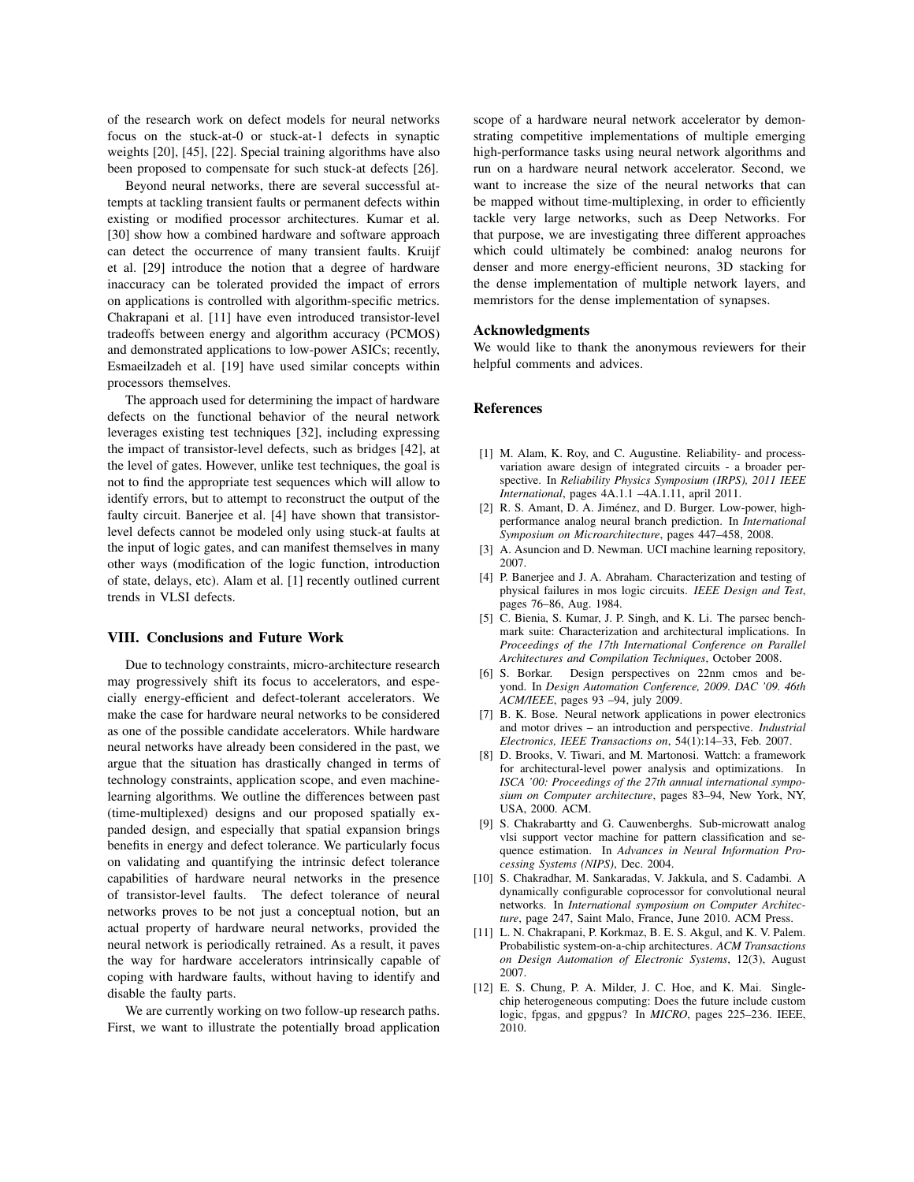of the research work on defect models for neural networks focus on the stuck-at-0 or stuck-at-1 defects in synaptic weights [20], [45], [22]. Special training algorithms have also been proposed to compensate for such stuck-at defects [26].

Beyond neural networks, there are several successful attempts at tackling transient faults or permanent defects within existing or modified processor architectures. Kumar et al. [30] show how a combined hardware and software approach can detect the occurrence of many transient faults. Kruijf et al. [29] introduce the notion that a degree of hardware inaccuracy can be tolerated provided the impact of errors on applications is controlled with algorithm-specific metrics. Chakrapani et al. [11] have even introduced transistor-level tradeoffs between energy and algorithm accuracy (PCMOS) and demonstrated applications to low-power ASICs; recently, Esmaeilzadeh et al. [19] have used similar concepts within processors themselves.

The approach used for determining the impact of hardware defects on the functional behavior of the neural network leverages existing test techniques [32], including expressing the impact of transistor-level defects, such as bridges [42], at the level of gates. However, unlike test techniques, the goal is not to find the appropriate test sequences which will allow to identify errors, but to attempt to reconstruct the output of the faulty circuit. Banerjee et al. [4] have shown that transistor-level defects cannot be modeled only using stuck-at faults at the input of logic gates, and can manifest themselves in many other ways (modification of the logic function, introduction of state, delays, etc). Alam et al. [1] recently outlined current trends in VLSI defects.

## VIII. Conclusions and Future Work

Due to technology constraints, micro-architecture research may progressively shift its focus to accelerators, and especially energy-efficient and defect-tolerant accelerators. We make the case for hardware neural networks to be considered as one of the possible candidate accelerators. While hardware neural networks have already been considered in the past, we argue that the situation has drastically changed in terms of technology constraints, application scope, and even machine-learning algorithms. We outline the differences between past (time-multiplexed) designs and our proposed spatially expanded design, and especially that spatial expansion brings benefits in energy and defect tolerance. We particularly focus on validating and quantifying the intrinsic defect tolerance capabilities of hardware neural networks in the presence of transistor-level faults. The defect tolerance of neural networks proves to be not just a conceptual notion, but an actual property of hardware neural networks, provided the neural network is periodically retrained. As a result, it paves the way for hardware accelerators intrinsically capable of coping with hardware faults, without having to identify and disable the faulty parts.

We are currently working on two follow-up research paths. First, we want to illustrate the potentially broad application scope of a hardware neural network accelerator by demonstrating competitive implementations of multiple emerging high-performance tasks using neural network algorithms and run on a hardware neural network accelerator. Second, we want to increase the size of the neural networks that can be mapped without time-multiplexing, in order to efficiently tackle very large networks, such as Deep Networks. For that purpose, we are investigating three different approaches which could ultimately be combined: analog neurons for denser and more energy-efficient neurons, 3D stacking for the dense implementation of multiple network layers, and memristors for the dense implementation of synapses.

### Acknowledgments

We would like to thank the anonymous reviewers for their helpful comments and advices.

## References

[1] M. Alam, K. Roy, and C. Augustine. Reliability- and process-variation aware design of integrated circuits - a broader perspective. In *Reliability Physics Symposium (IRPS), 2011 IEEE International*, pages 4A.1.1 –4A.1.11, april 2011.

[2] R. S. Amant, D. A. Jiménez, and D. Burger. Low-power, high-performance analog neural branch prediction. In *International Symposium on Microarchitecture*, pages 447–458, 2008.

[3] A. Asuncion and D. Newman. UCI machine learning repository, 2007.

[4] P. Banerjee and J. A. Abraham. Characterization and testing of physical failures in mos logic circuits. *IEEE Design and Test*, pages 76–86, Aug. 1984.

[5] C. Bienia, S. Kumar, J. P. Singh, and K. Li. The parsec benchmark suite: Characterization and architectural implications. In *Proceedings of the 17th International Conference on Parallel Architectures and Compilation Techniques*, October 2008.

[6] S. Borkar. Design perspectives on 22nm cmos and beyond. In *Design Automation Conference, 2009. DAC '09. 46th ACM/IEEE*, pages 93 –94, july 2009.

[7] B. K. Bose. Neural network applications in power electronics and motor drives – an introduction and perspective. *Industrial Electronics, IEEE Transactions on*, 54(1):14–33, Feb. 2007.

[8] D. Brooks, V. Tiwari, and M. Martonosi. Wattch: a framework for architectural-level power analysis and optimizations. In *ISCA '00: Proceedings of the 27th annual international symposium on Computer architecture*, pages 83–94, New York, NY, USA, 2000. ACM.

[9] S. Chakrabartty and G. Cauwenberghs. Sub-microwatt analog vlsi support vector machine for pattern classification and sequence estimation. In *Advances in Neural Information Processing Systems (NIPS)*, Dec. 2004.

[10] S. Chakradhar, M. Sankaradas, V. Jakkula, and S. Cadambi. A dynamically configurable coprocessor for convolutional neural networks. In *International symposium on Computer Architecture*, page 247, Saint Malo, France, June 2010. ACM Press.

[11] L. N. Chakrapani, P. Korkmaz, B. E. S. Akgul, and K. V. Palem. Probabilistic system-on-a-chip architectures. *ACM Transactions on Design Automation of Electronic Systems*, 12(3), August 2007.

[12] E. S. Chung, P. A. Milder, J. C. Hoe, and K. Mai. Single-chip heterogeneous computing: Does the future include custom logic, fpgas, and gpgpus? In *MICRO*, pages 225–236. IEEE, 2010.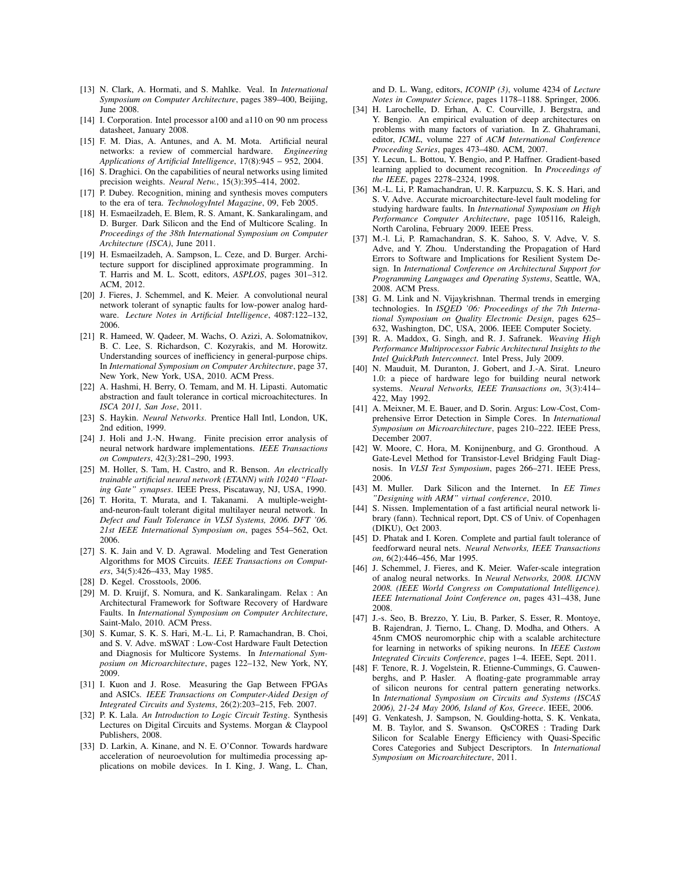[13] N. Clark, A. Hormati, and S. Mahlke. Veal. In *International Symposium on Computer Architecture*, pages 389–400, Beijing, June 2008.

[14] I. Corporation. Intel processor a100 and a110 on 90 nm process datasheet, January 2008.

[15] F. M. Dias, A. Antunes, and A. M. Mota. Artificial neural networks: a review of commercial hardware. *Engineering Applications of Artificial Intelligence*, 17(8):945 – 952, 2004.

[16] S. Draghici. On the capabilities of neural networks using limited precision weights. *Neural Netw.*, 15(3):395–414, 2002.

[17] P. Dubey. Recognition, mining and synthesis moves computers to the era of tera. *TechnologyIntel Magazine*, 09, Feb 2005.

[18] H. Esmaeilzadeh, E. Blem, R. S. Amant, K. Sankaralingam, and D. Burger. Dark Silicon and the End of Multicore Scaling. In *Proceedings of the 38th International Symposium on Computer Architecture (ISCA)*, June 2011.

[19] H. Esmaeilzadeh, A. Sampson, L. Ceze, and D. Burger. Architecture support for disciplined approximate programming. In T. Harris and M. L. Scott, editors, *ASPLOS*, pages 301–312. ACM, 2012.

[20] J. Fieres, J. Schemmel, and K. Meier. A convolutional neural network tolerant of synaptic faults for low-power analog hardware. *Lecture Notes in Artificial Intelligence*, 4087:122–132, 2006.

[21] R. Hameed, W. Qadeer, M. Wachs, O. Azizi, A. Solomatnikov, B. C. Lee, S. Richardson, C. Kozyrakis, and M. Horowitz. Understanding sources of inefficiency in general-purpose chips. In *International Symposium on Computer Architecture*, page 37, New York, New York, USA, 2010. ACM Press.

[22] A. Hashmi, H. Berry, O. Temam, and M. H. Lipasti. Automatic abstraction and fault tolerance in cortical microachitectures. In *ISCA 2011, San Jose*, 2011.

[23] S. Haykin. *Neural Networks*. Prentice Hall Intl, London, UK, 2nd edition, 1999.

[24] J. Holi and J.-N. Hwang. Finite precision error analysis of neural network hardware implementations. *IEEE Transactions on Computers*, 42(3):281–290, 1993.

[25] M. Holler, S. Tam, H. Castro, and R. Benson. *An electrically trainable artificial neural network (ETANN) with 10240 "Floating Gate" synapses*. IEEE Press, Piscataway, NJ, USA, 1990.

[26] T. Horita, T. Murata, and I. Takanami. A multiple-weight-and-neuron-fault tolerant digital multilayer neural network. In *Defect and Fault Tolerance in VLSI Systems, 2006. DFT '06. 21st IEEE International Symposium on*, pages 554–562, Oct. 2006.

[27] S. K. Jain and V. D. Agrawal. Modeling and Test Generation Algorithms for MOS Circuits. *IEEE Transactions on Computers*, 34(5):426–433, May 1985.

[28] D. Kegel. Crosstools, 2006.

[29] M. D. Kruijf, S. Nomura, and K. Sankaralingam. Relax : An Architectural Framework for Software Recovery of Hardware Faults. In *International Symposium on Computer Architecture*, Saint-Malo, 2010. ACM Press.

[30] S. Kumar, S. K. S. Hari, M.-L. Li, P. Ramachandran, B. Choi, and S. V. Adve. mSWAT : Low-Cost Hardware Fault Detection and Diagnosis for Multicore Systems. In *International Symposium on Microarchitecture*, pages 122–132, New York, NY, 2009.

[31] I. Kuon and J. Rose. Measuring the Gap Between FPGAs and ASICs. *IEEE Transactions on Computer-Aided Design of Integrated Circuits and Systems*, 26(2):203–215, Feb. 2007.

[32] P. K. Lala. *An Introduction to Logic Circuit Testing*. Synthesis Lectures on Digital Circuits and Systems. Morgan & Claypool Publishers, 2008.

[33] D. Larkin, A. Kinane, and N. E. O'Connor. Towards hardware acceleration of neuroevolution for multimedia processing applications on mobile devices. In I. King, J. Wang, L. Chan, and D. L. Wang, editors, *ICONIP (3)*, volume 4234 of *Lecture Notes in Computer Science*, pages 1178–1188. Springer, 2006.

[34] H. Larochelle, D. Erhan, A. C. Courville, J. Bergstra, and Y. Bengio. An empirical evaluation of deep architectures on problems with many factors of variation. In Z. Ghahramani, editor, *ICML*, volume 227 of *ACM International Conference Proceeding Series*, pages 473–480. ACM, 2007.

[35] Y. Lecun, L. Bottou, Y. Bengio, and P. Haffner. Gradient-based learning applied to document recognition. In *Proceedings of the IEEE*, pages 2278–2324, 1998.

[36] M.-L. Li, P. Ramachandran, U. R. Karpuzcu, S. K. S. Hari, and S. V. Adve. Accurate microarchitecture-level fault modeling for studying hardware faults. In *International Symposium on High Performance Computer Architecture*, page 105116, Raleigh, North Carolina, February 2009. IEEE Press.

[37] M.-l. Li, P. Ramachandran, S. K. Sahoo, S. V. Adve, V. S. Adve, and Y. Zhou. Understanding the Propagation of Hard Errors to Software and Implications for Resilient System Design. In *International Conference on Architectural Support for Programming Languages and Operating Systems*, Seattle, WA, 2008. ACM Press.

[38] G. M. Link and N. Vijaykrishnan. Thermal trends in emerging technologies. In *ISQED '06: Proceedings of the 7th International Symposium on Quality Electronic Design*, pages 625–632, Washington, DC, USA, 2006. IEEE Computer Society.

[39] R. A. Maddox, G. Singh, and R. J. Safranek. *Weaving High Performance Multiprocessor Fabric Architectural Insights to the Intel QuickPath Interconnect*. Intel Press, July 2009.

[40] N. Mauduit, M. Duranton, J. Gobert, and J.-A. Sirat. Lneuro 1.0: a piece of hardware lego for building neural network systems. *Neural Networks, IEEE Transactions on*, 3(3):414–422, May 1992.

[41] A. Meixner, M. E. Bauer, and D. Sorin. Argus: Low-Cost, Comprehensive Error Detection in Simple Cores. In *International Symposium on Microarchitecture*, pages 210–222. IEEE Press, December 2007.

[42] W. Moore, C. Hora, M. Konijnenburg, and G. Gronthoud. A Gate-Level Method for Transistor-Level Bridging Fault Diagnosis. In *VLSI Test Symposium*, pages 266–271. IEEE Press, 2006.

[43] M. Muller. Dark Silicon and the Internet. In *EE Times "Designing with ARM" virtual conference*, 2010.

[44] S. Nissen. Implementation of a fast artificial neural network library (fann). Technical report, Dpt. CS of Univ. of Copenhagen (DIKU), Oct 2003.

[45] D. Phatak and I. Koren. Complete and partial fault tolerance of feedforward neural nets. *Neural Networks, IEEE Transactions on*, 6(2):446–456, Mar 1995.

[46] J. Schemmel, J. Fieres, and K. Meier. Wafer-scale integration of analog neural networks. In *Neural Networks, 2008. IJCNN 2008. (IEEE World Congress on Computational Intelligence). IEEE International Joint Conference on*, pages 431–438, June 2008.

[47] J.-s. Seo, B. Brezzo, Y. Liu, B. Parker, S. Esser, R. Montoye, B. Rajendran, J. Tierno, L. Chang, D. Modha, and Others. A 45nm CMOS neuromorphic chip with a scalable architecture for learning in networks of spiking neurons. In *IEEE Custom Integrated Circuits Conference*, pages 1–4. IEEE, Sept. 2011.

[48] F. Tenore, R. J. Vogelstein, R. Etienne-Cummings, G. Cauwenberghs, and P. Hasler. A floating-gate programmable array of silicon neurons for central pattern generating networks. In *International Symposium on Circuits and Systems (ISCAS 2006), 21-24 May 2006, Island of Kos, Greece*. IEEE, 2006.

[49] G. Venkatesh, J. Sampson, N. Goulding-hotta, S. K. Venkata, M. B. Taylor, and S. Swanson. QsCORES : Trading Dark Silicon for Scalable Energy Efficiency with Quasi-Specific Cores Categories and Subject Descriptors. In *International Symposium on Microarchitecture*, 2011.